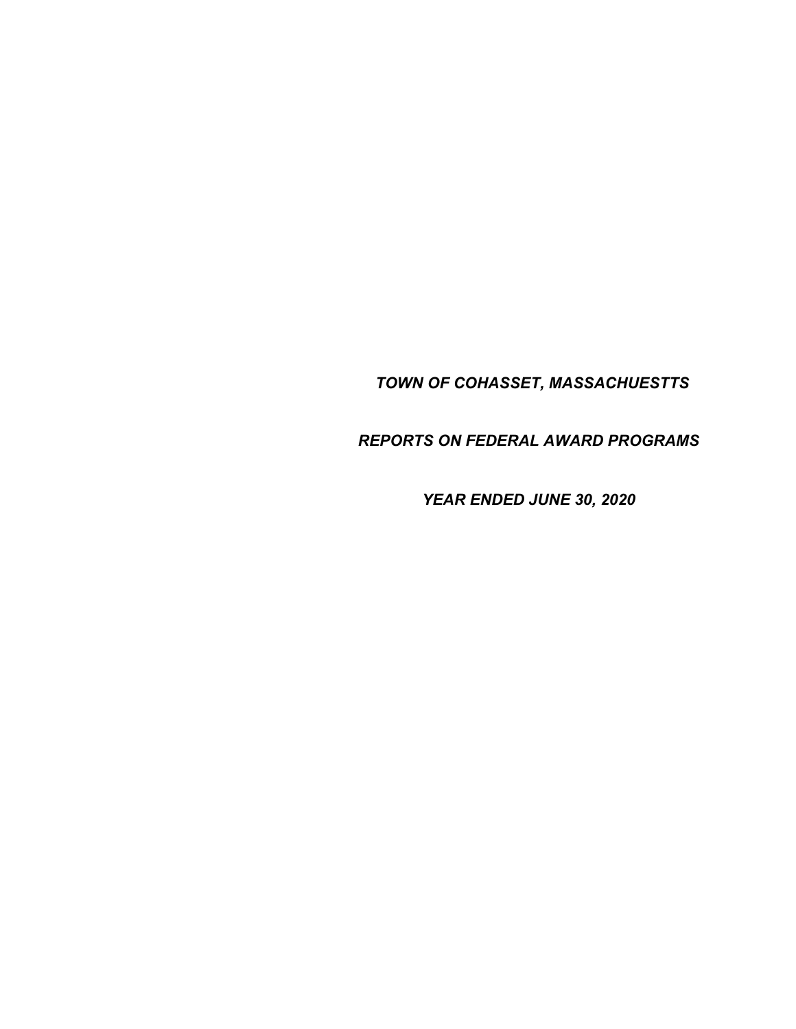***TOWN OF COHASSET, MASSACHUESTTS***

***REPORTS ON FEDERAL AWARD PROGRAMS***

***YEAR ENDED JUNE 30, 2020***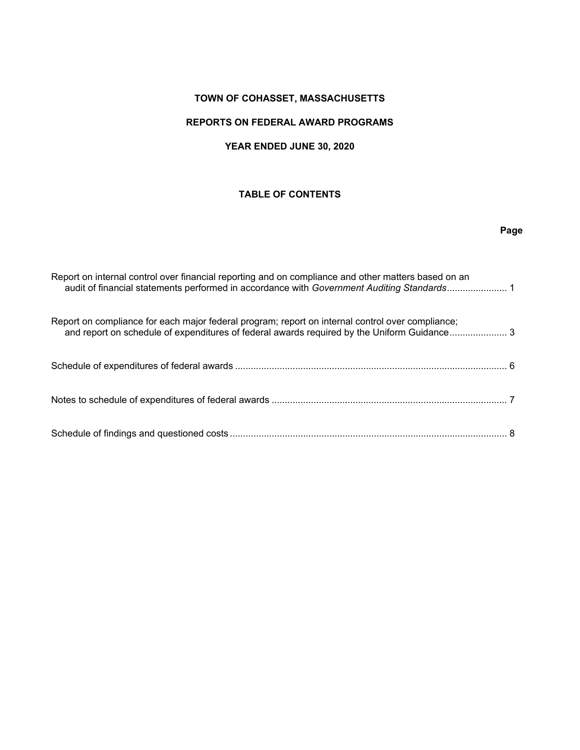# TOWN OF COHASSET, MASSACHUSETTS

## REPORTS ON FEDERAL AWARD PROGRAMS

## YEAR ENDED JUNE 30, 2020

### TABLE OF CONTENTS

| | Page |
|---|---|
| Report on internal control over financial reporting and on compliance and other matters based on an audit of financial statements performed in accordance with *Government Auditing Standards* | 1 |
| Report on compliance for each major federal program; report on internal control over compliance; and report on schedule of expenditures of federal awards required by the Uniform Guidance | 3 |
| Schedule of expenditures of federal awards | 6 |
| Notes to schedule of expenditures of federal awards | 7 |
| Schedule of findings and questioned costs | 8 |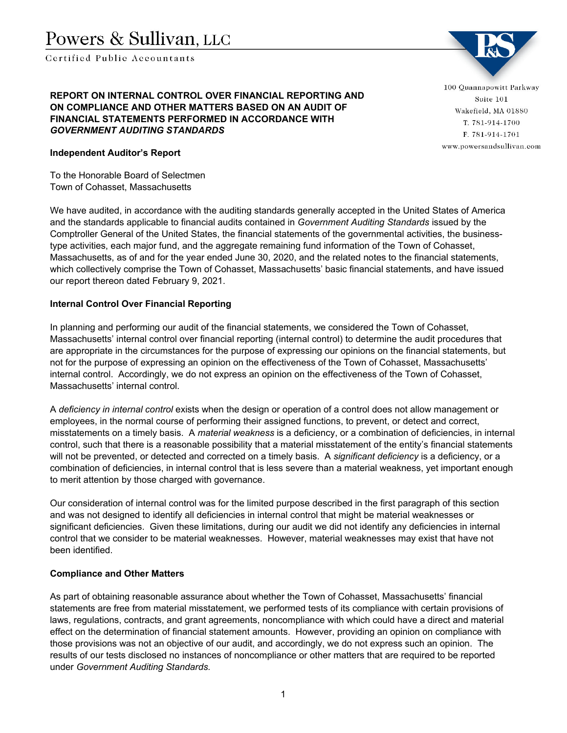Powers & Sullivan, LLC

Certified Public Accountants

100 Quannapowitt Parkway
Suite 101
Wakefield, MA 01880
T. 781-914-1700
F. 781-914-1701
www.powersandsullivan.com

## REPORT ON INTERNAL CONTROL OVER FINANCIAL REPORTING AND ON COMPLIANCE AND OTHER MATTERS BASED ON AN AUDIT OF FINANCIAL STATEMENTS PERFORMED IN ACCORDANCE WITH *GOVERNMENT AUDITING STANDARDS*

**Independent Auditor's Report**

To the Honorable Board of Selectmen
Town of Cohasset, Massachusetts

We have audited, in accordance with the auditing standards generally accepted in the United States of America and the standards applicable to financial audits contained in *Government Auditing Standards* issued by the Comptroller General of the United States, the financial statements of the governmental activities, the business-type activities, each major fund, and the aggregate remaining fund information of the Town of Cohasset, Massachusetts, as of and for the year ended June 30, 2020, and the related notes to the financial statements, which collectively comprise the Town of Cohasset, Massachusetts' basic financial statements, and have issued our report thereon dated February 9, 2021.

### Internal Control Over Financial Reporting

In planning and performing our audit of the financial statements, we considered the Town of Cohasset, Massachusetts' internal control over financial reporting (internal control) to determine the audit procedures that are appropriate in the circumstances for the purpose of expressing our opinions on the financial statements, but not for the purpose of expressing an opinion on the effectiveness of the Town of Cohasset, Massachusetts' internal control. Accordingly, we do not express an opinion on the effectiveness of the Town of Cohasset, Massachusetts' internal control.

A *deficiency in internal control* exists when the design or operation of a control does not allow management or employees, in the normal course of performing their assigned functions, to prevent, or detect and correct, misstatements on a timely basis. A *material weakness* is a deficiency, or a combination of deficiencies, in internal control, such that there is a reasonable possibility that a material misstatement of the entity's financial statements will not be prevented, or detected and corrected on a timely basis. A *significant deficiency* is a deficiency, or a combination of deficiencies, in internal control that is less severe than a material weakness, yet important enough to merit attention by those charged with governance.

Our consideration of internal control was for the limited purpose described in the first paragraph of this section and was not designed to identify all deficiencies in internal control that might be material weaknesses or significant deficiencies. Given these limitations, during our audit we did not identify any deficiencies in internal control that we consider to be material weaknesses. However, material weaknesses may exist that have not been identified.

### Compliance and Other Matters

As part of obtaining reasonable assurance about whether the Town of Cohasset, Massachusetts' financial statements are free from material misstatement, we performed tests of its compliance with certain provisions of laws, regulations, contracts, and grant agreements, noncompliance with which could have a direct and material effect on the determination of financial statement amounts. However, providing an opinion on compliance with those provisions was not an objective of our audit, and accordingly, we do not express such an opinion. The results of our tests disclosed no instances of noncompliance or other matters that are required to be reported under *Government Auditing Standards.*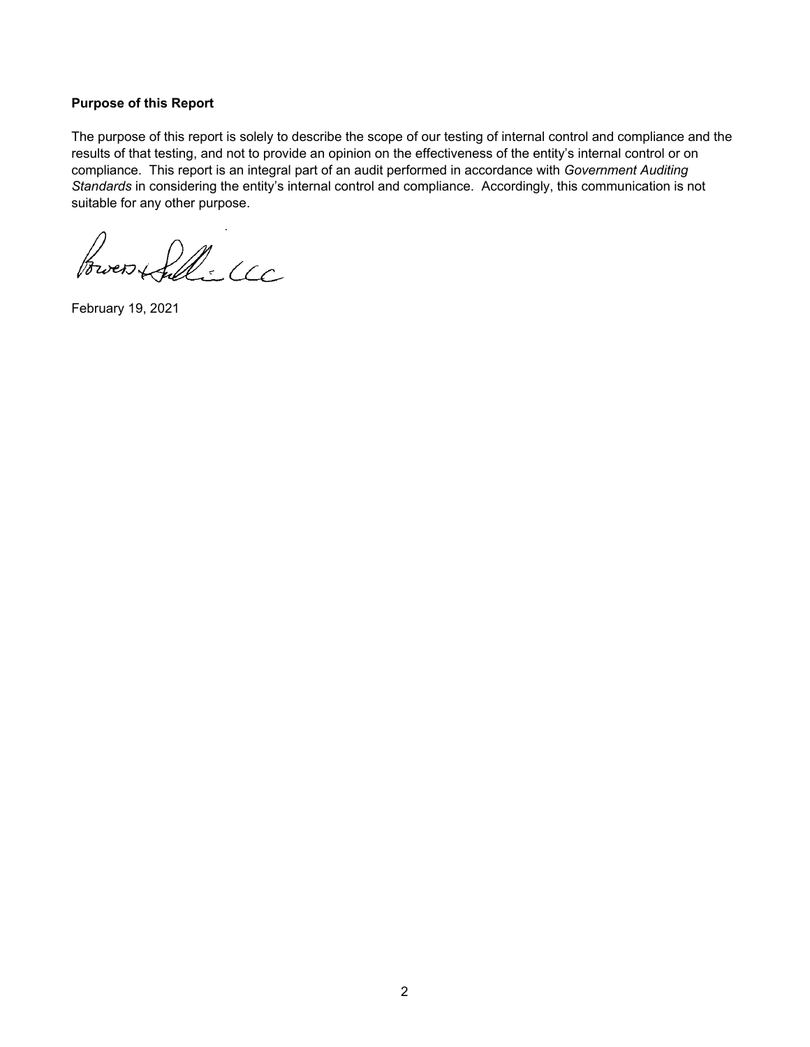**Purpose of this Report**

The purpose of this report is solely to describe the scope of our testing of internal control and compliance and the results of that testing, and not to provide an opinion on the effectiveness of the entity's internal control or on compliance. This report is an integral part of an audit performed in accordance with *Government Auditing Standards* in considering the entity's internal control and compliance. Accordingly, this communication is not suitable for any other purpose.

Bowers + Sullivan LLC

February 19, 2021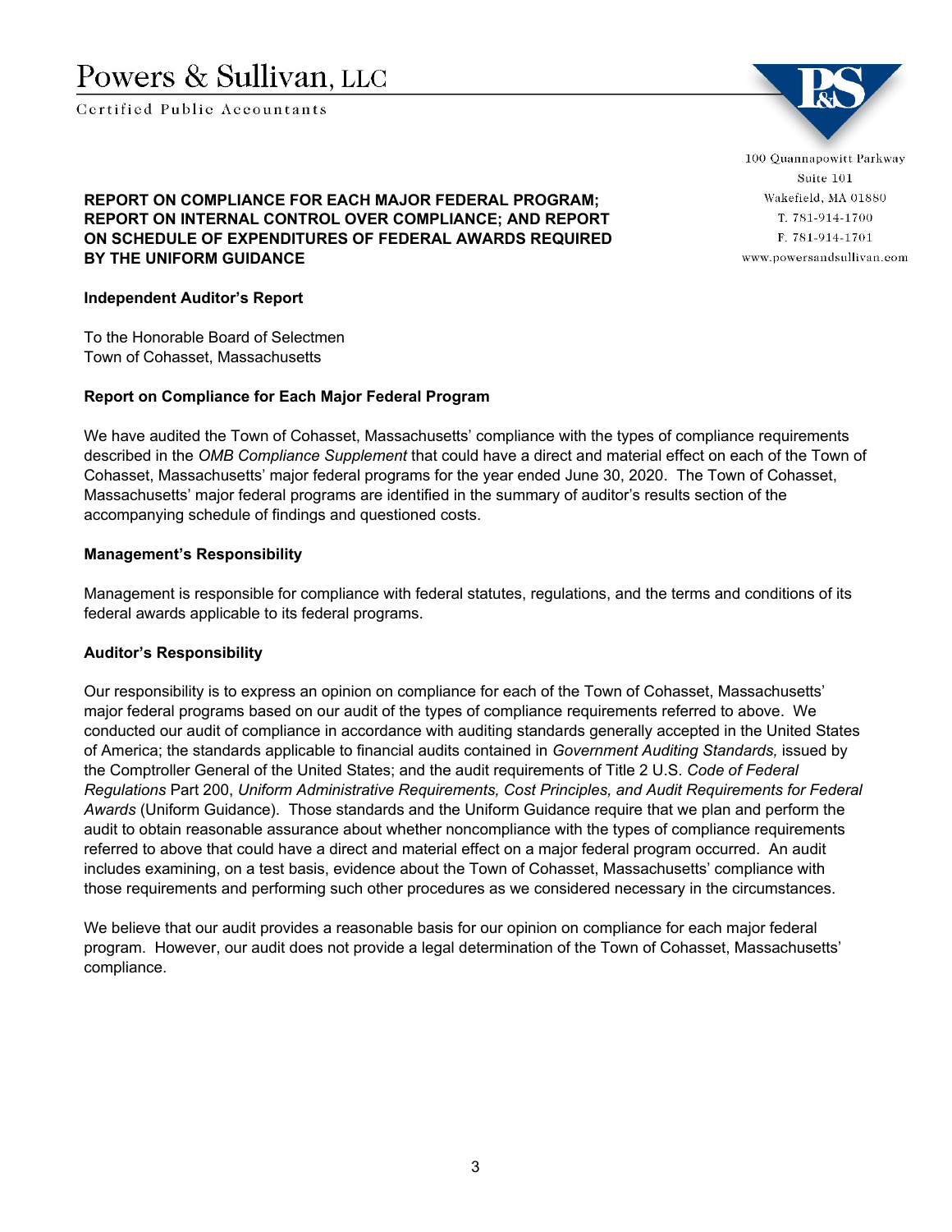Powers & Sullivan, LLC

Certified Public Accountants

100 Quannapowitt Parkway
Suite 101
Wakefield, MA 01880
T. 781-914-1700
F. 781-914-1701
www.powersandsullivan.com

**REPORT ON COMPLIANCE FOR EACH MAJOR FEDERAL PROGRAM; REPORT ON INTERNAL CONTROL OVER COMPLIANCE; AND REPORT ON SCHEDULE OF EXPENDITURES OF FEDERAL AWARDS REQUIRED BY THE UNIFORM GUIDANCE**

**Independent Auditor's Report**

To the Honorable Board of Selectmen
Town of Cohasset, Massachusetts

**Report on Compliance for Each Major Federal Program**

We have audited the Town of Cohasset, Massachusetts' compliance with the types of compliance requirements described in the *OMB Compliance Supplement* that could have a direct and material effect on each of the Town of Cohasset, Massachusetts' major federal programs for the year ended June 30, 2020. The Town of Cohasset, Massachusetts' major federal programs are identified in the summary of auditor's results section of the accompanying schedule of findings and questioned costs.

**Management's Responsibility**

Management is responsible for compliance with federal statutes, regulations, and the terms and conditions of its federal awards applicable to its federal programs.

**Auditor's Responsibility**

Our responsibility is to express an opinion on compliance for each of the Town of Cohasset, Massachusetts' major federal programs based on our audit of the types of compliance requirements referred to above. We conducted our audit of compliance in accordance with auditing standards generally accepted in the United States of America; the standards applicable to financial audits contained in *Government Auditing Standards,* issued by the Comptroller General of the United States; and the audit requirements of Title 2 U.S. *Code of Federal Regulations* Part 200, *Uniform Administrative Requirements, Cost Principles, and Audit Requirements for Federal Awards* (Uniform Guidance). Those standards and the Uniform Guidance require that we plan and perform the audit to obtain reasonable assurance about whether noncompliance with the types of compliance requirements referred to above that could have a direct and material effect on a major federal program occurred. An audit includes examining, on a test basis, evidence about the Town of Cohasset, Massachusetts' compliance with those requirements and performing such other procedures as we considered necessary in the circumstances.

We believe that our audit provides a reasonable basis for our opinion on compliance for each major federal program. However, our audit does not provide a legal determination of the Town of Cohasset, Massachusetts' compliance.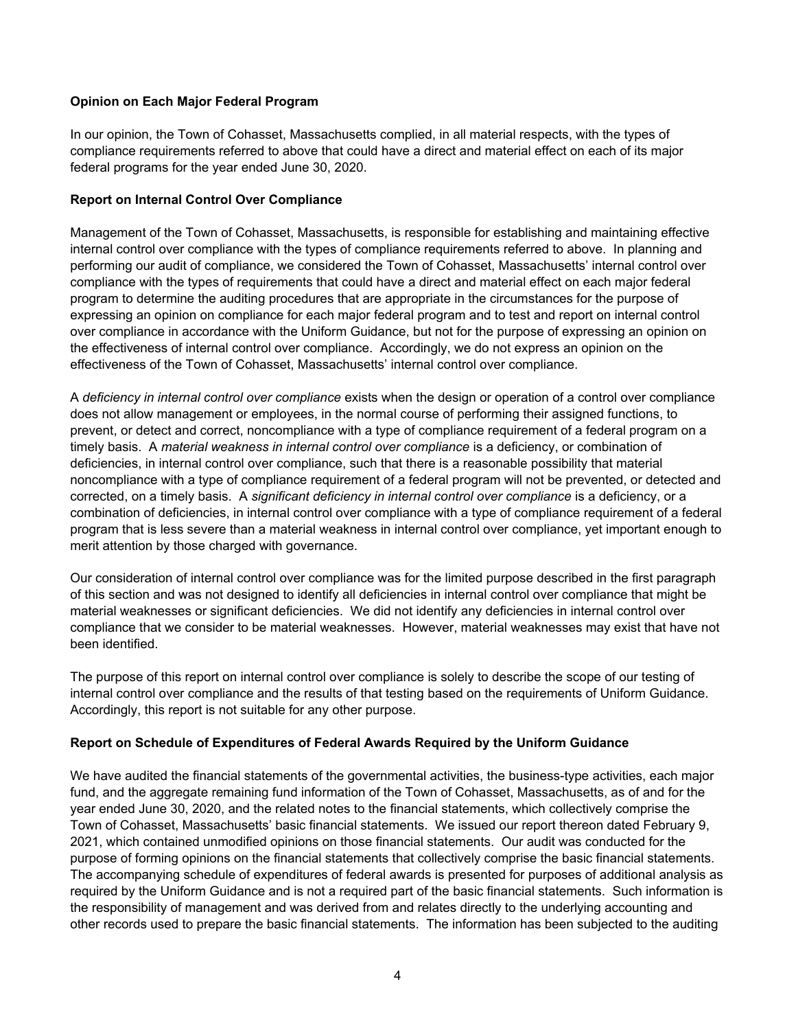**Opinion on Each Major Federal Program**

In our opinion, the Town of Cohasset, Massachusetts complied, in all material respects, with the types of compliance requirements referred to above that could have a direct and material effect on each of its major federal programs for the year ended June 30, 2020.

**Report on Internal Control Over Compliance**

Management of the Town of Cohasset, Massachusetts, is responsible for establishing and maintaining effective internal control over compliance with the types of compliance requirements referred to above. In planning and performing our audit of compliance, we considered the Town of Cohasset, Massachusetts' internal control over compliance with the types of requirements that could have a direct and material effect on each major federal program to determine the auditing procedures that are appropriate in the circumstances for the purpose of expressing an opinion on compliance for each major federal program and to test and report on internal control over compliance in accordance with the Uniform Guidance, but not for the purpose of expressing an opinion on the effectiveness of internal control over compliance. Accordingly, we do not express an opinion on the effectiveness of the Town of Cohasset, Massachusetts' internal control over compliance.

A *deficiency in internal control over compliance* exists when the design or operation of a control over compliance does not allow management or employees, in the normal course of performing their assigned functions, to prevent, or detect and correct, noncompliance with a type of compliance requirement of a federal program on a timely basis. A *material weakness in internal control over compliance* is a deficiency, or combination of deficiencies, in internal control over compliance, such that there is a reasonable possibility that material noncompliance with a type of compliance requirement of a federal program will not be prevented, or detected and corrected, on a timely basis. A *significant deficiency in internal control over compliance* is a deficiency, or a combination of deficiencies, in internal control over compliance with a type of compliance requirement of a federal program that is less severe than a material weakness in internal control over compliance, yet important enough to merit attention by those charged with governance.

Our consideration of internal control over compliance was for the limited purpose described in the first paragraph of this section and was not designed to identify all deficiencies in internal control over compliance that might be material weaknesses or significant deficiencies. We did not identify any deficiencies in internal control over compliance that we consider to be material weaknesses. However, material weaknesses may exist that have not been identified.

The purpose of this report on internal control over compliance is solely to describe the scope of our testing of internal control over compliance and the results of that testing based on the requirements of Uniform Guidance. Accordingly, this report is not suitable for any other purpose.

**Report on Schedule of Expenditures of Federal Awards Required by the Uniform Guidance**

We have audited the financial statements of the governmental activities, the business-type activities, each major fund, and the aggregate remaining fund information of the Town of Cohasset, Massachusetts, as of and for the year ended June 30, 2020, and the related notes to the financial statements, which collectively comprise the Town of Cohasset, Massachusetts' basic financial statements. We issued our report thereon dated February 9, 2021, which contained unmodified opinions on those financial statements. Our audit was conducted for the purpose of forming opinions on the financial statements that collectively comprise the basic financial statements. The accompanying schedule of expenditures of federal awards is presented for purposes of additional analysis as required by the Uniform Guidance and is not a required part of the basic financial statements. Such information is the responsibility of management and was derived from and relates directly to the underlying accounting and other records used to prepare the basic financial statements. The information has been subjected to the auditing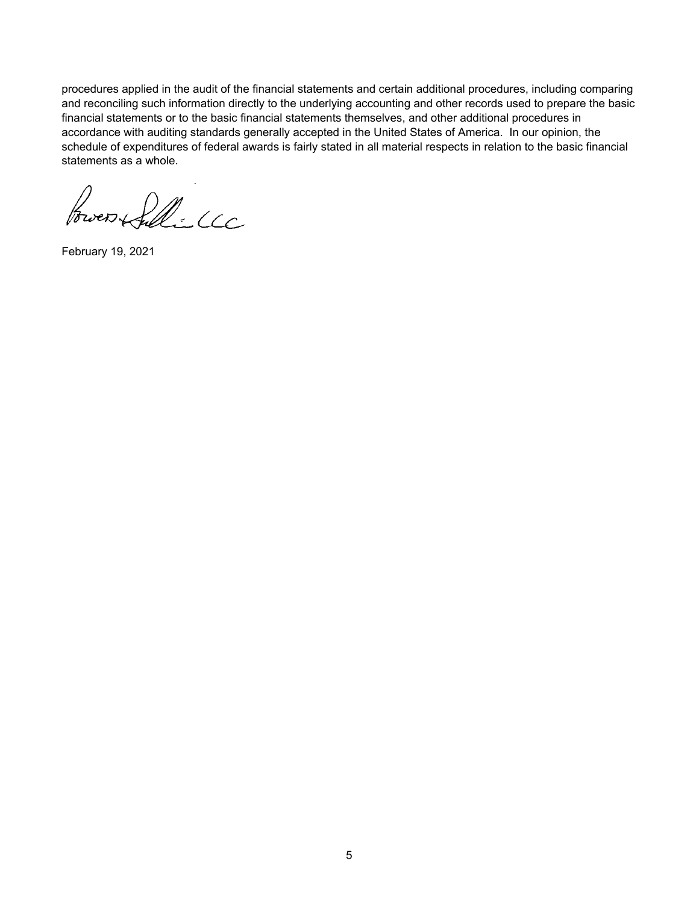procedures applied in the audit of the financial statements and certain additional procedures, including comparing and reconciling such information directly to the underlying accounting and other records used to prepare the basic financial statements or to the basic financial statements themselves, and other additional procedures in accordance with auditing standards generally accepted in the United States of America. In our opinion, the schedule of expenditures of federal awards is fairly stated in all material respects in relation to the basic financial statements as a whole.

Bowers & Sullivan LLC

February 19, 2021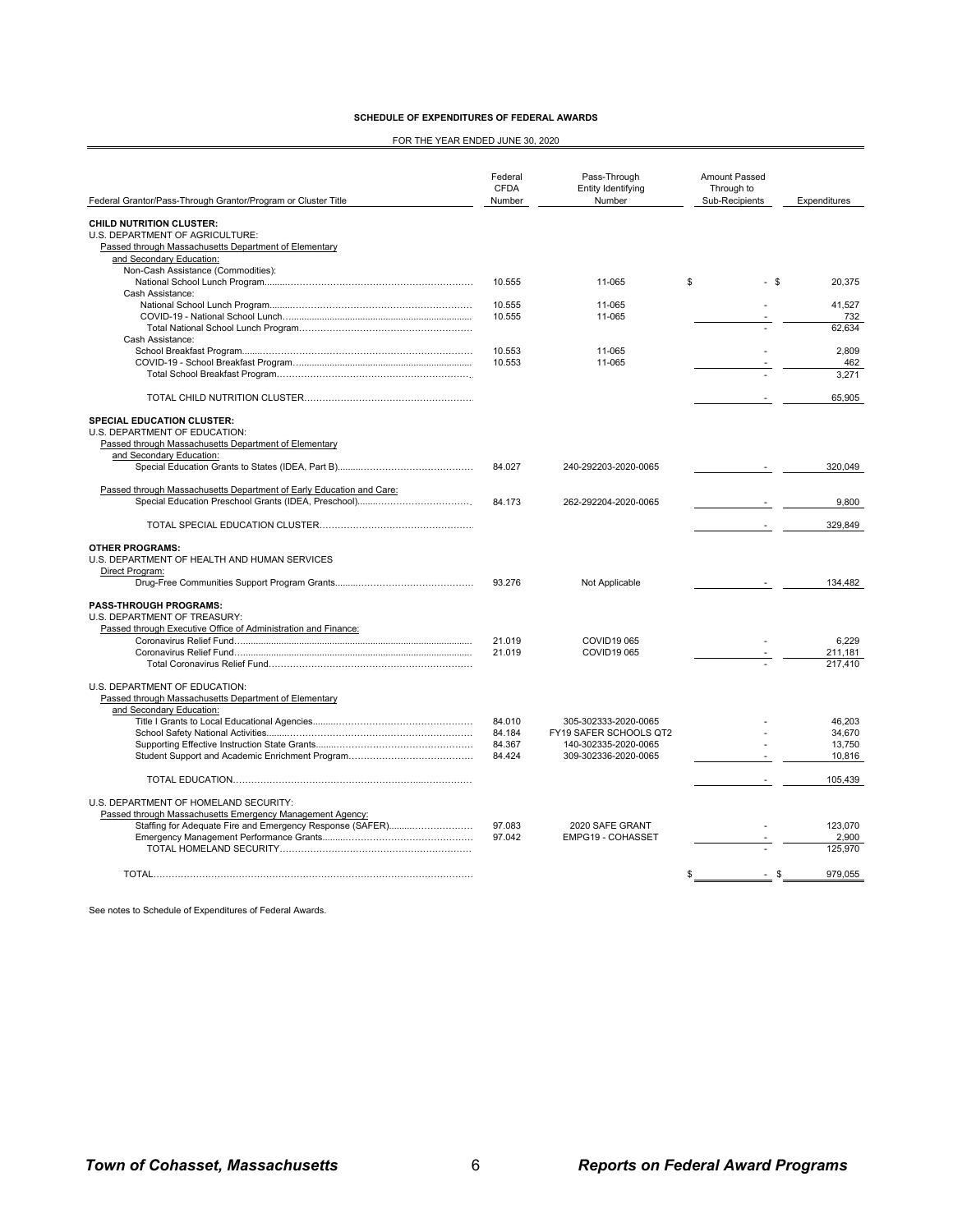**SCHEDULE OF EXPENDITURES OF FEDERAL AWARDS**

FOR THE YEAR ENDED JUNE 30, 2020

| Federal Grantor/Pass-Through Grantor/Program or Cluster Title | Federal CFDA Number | Pass-Through Entity Identifying Number | Amount Passed Through to Sub-Recipients | Expenditures |
|---|---|---|---|---|
| **CHILD NUTRITION CLUSTER:** | | | | |
| U.S. DEPARTMENT OF AGRICULTURE: | | | | |
| Passed through Massachusetts Department of Elementary and Secondary Education: | | | | |
| Non-Cash Assistance (Commodities): | | | | |
| National School Lunch Program | 10.555 | 11-065 | $ - | $ 20,375 |
| Cash Assistance: | | | | |
| National School Lunch Program | 10.555 | 11-065 | - | 41,527 |
| COVID-19 - National School Lunch | 10.555 | 11-065 | - | 732 |
| Total National School Lunch Program | | | - | 62,634 |
| Cash Assistance: | | | | |
| School Breakfast Program | 10.553 | 11-065 | - | 2,809 |
| COVID-19 - School Breakfast Program | 10.553 | 11-065 | - | 462 |
| Total School Breakfast Program | | | - | 3,271 |
| TOTAL CHILD NUTRITION CLUSTER | | | - | 65,905 |
| **SPECIAL EDUCATION CLUSTER:** | | | | |
| U.S. DEPARTMENT OF EDUCATION: | | | | |
| Passed through Massachusetts Department of Elementary and Secondary Education: | | | | |
| Special Education Grants to States (IDEA, Part B) | 84.027 | 240-292203-2020-0065 | - | 320,049 |
| Passed through Massachusetts Department of Early Education and Care: | | | | |
| Special Education Preschool Grants (IDEA, Preschool) | 84.173 | 262-292204-2020-0065 | - | 9,800 |
| TOTAL SPECIAL EDUCATION CLUSTER | | | - | 329,849 |
| **OTHER PROGRAMS:** | | | | |
| U.S. DEPARTMENT OF HEALTH AND HUMAN SERVICES | | | | |
| Direct Program: | | | | |
| Drug-Free Communities Support Program Grants | 93.276 | Not Applicable | - | 134,482 |
| **PASS-THROUGH PROGRAMS:** | | | | |
| U.S. DEPARTMENT OF TREASURY: | | | | |
| Passed through Executive Office of Administration and Finance: | | | | |
| Coronavirus Relief Fund | 21.019 | COVID19 065 | - | 6,229 |
| Coronavirus Relief Fund | 21.019 | COVID19 065 | - | 211,181 |
| Total Coronavirus Relief Fund | | | - | 217,410 |
| U.S. DEPARTMENT OF EDUCATION: | | | | |
| Passed through Massachusetts Department of Elementary and Secondary Education: | | | | |
| Title I Grants to Local Educational Agencies | 84.010 | 305-302333-2020-0065 | - | 46,203 |
| School Safety National Activities | 84.184 | FY19 SAFER SCHOOLS QT2 | - | 34,670 |
| Supporting Effective Instruction State Grants | 84.367 | 140-302335-2020-0065 | - | 13,750 |
| Student Support and Academic Enrichment Program | 84.424 | 309-302336-2020-0065 | - | 10,816 |
| TOTAL EDUCATION | | | - | 105,439 |
| U.S. DEPARTMENT OF HOMELAND SECURITY: | | | | |
| Passed through Massachusetts Emergency Management Agency: | | | | |
| Staffing for Adequate Fire and Emergency Response (SAFER) | 97.083 | 2020 SAFE GRANT | - | 123,070 |
| Emergency Management Performance Grants | 97.042 | EMPG19 - COHASSET | - | 2,900 |
| TOTAL HOMELAND SECURITY | | | - | 125,970 |
| TOTAL | | | $ - | $ 979,055 |

See notes to Schedule of Expenditures of Federal Awards.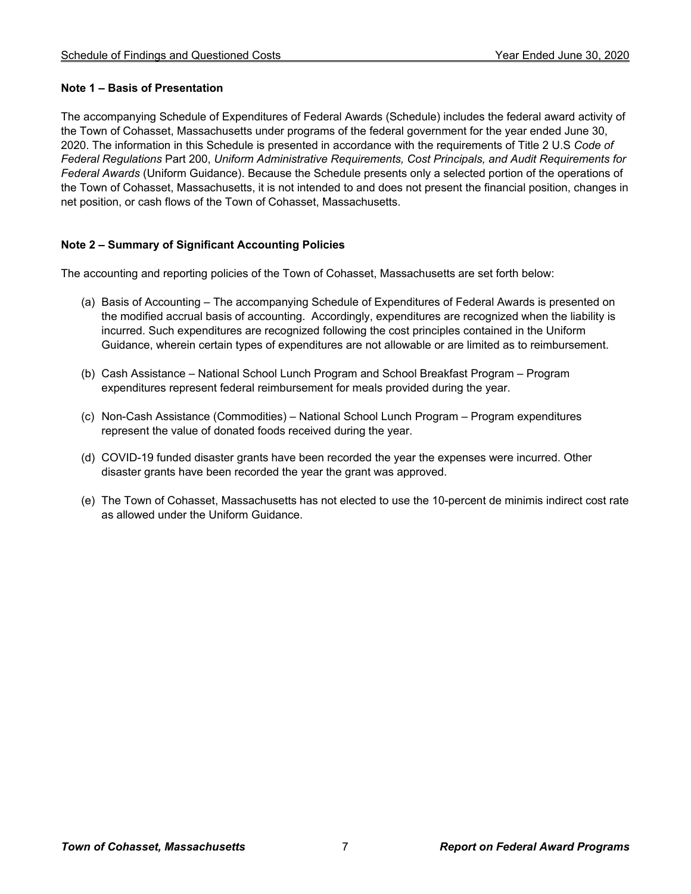**Note 1 – Basis of Presentation**

The accompanying Schedule of Expenditures of Federal Awards (Schedule) includes the federal award activity of the Town of Cohasset, Massachusetts under programs of the federal government for the year ended June 30, 2020. The information in this Schedule is presented in accordance with the requirements of Title 2 U.S *Code of Federal Regulations* Part 200, *Uniform Administrative Requirements, Cost Principals, and Audit Requirements for Federal Awards* (Uniform Guidance). Because the Schedule presents only a selected portion of the operations of the Town of Cohasset, Massachusetts, it is not intended to and does not present the financial position, changes in net position, or cash flows of the Town of Cohasset, Massachusetts.

**Note 2 – Summary of Significant Accounting Policies**

The accounting and reporting policies of the Town of Cohasset, Massachusetts are set forth below:

(a) Basis of Accounting – The accompanying Schedule of Expenditures of Federal Awards is presented on the modified accrual basis of accounting. Accordingly, expenditures are recognized when the liability is incurred. Such expenditures are recognized following the cost principles contained in the Uniform Guidance, wherein certain types of expenditures are not allowable or are limited as to reimbursement.

(b) Cash Assistance – National School Lunch Program and School Breakfast Program – Program expenditures represent federal reimbursement for meals provided during the year.

(c) Non-Cash Assistance (Commodities) – National School Lunch Program – Program expenditures represent the value of donated foods received during the year.

(d) COVID-19 funded disaster grants have been recorded the year the expenses were incurred. Other disaster grants have been recorded the year the grant was approved.

(e) The Town of Cohasset, Massachusetts has not elected to use the 10-percent de minimis indirect cost rate as allowed under the Uniform Guidance.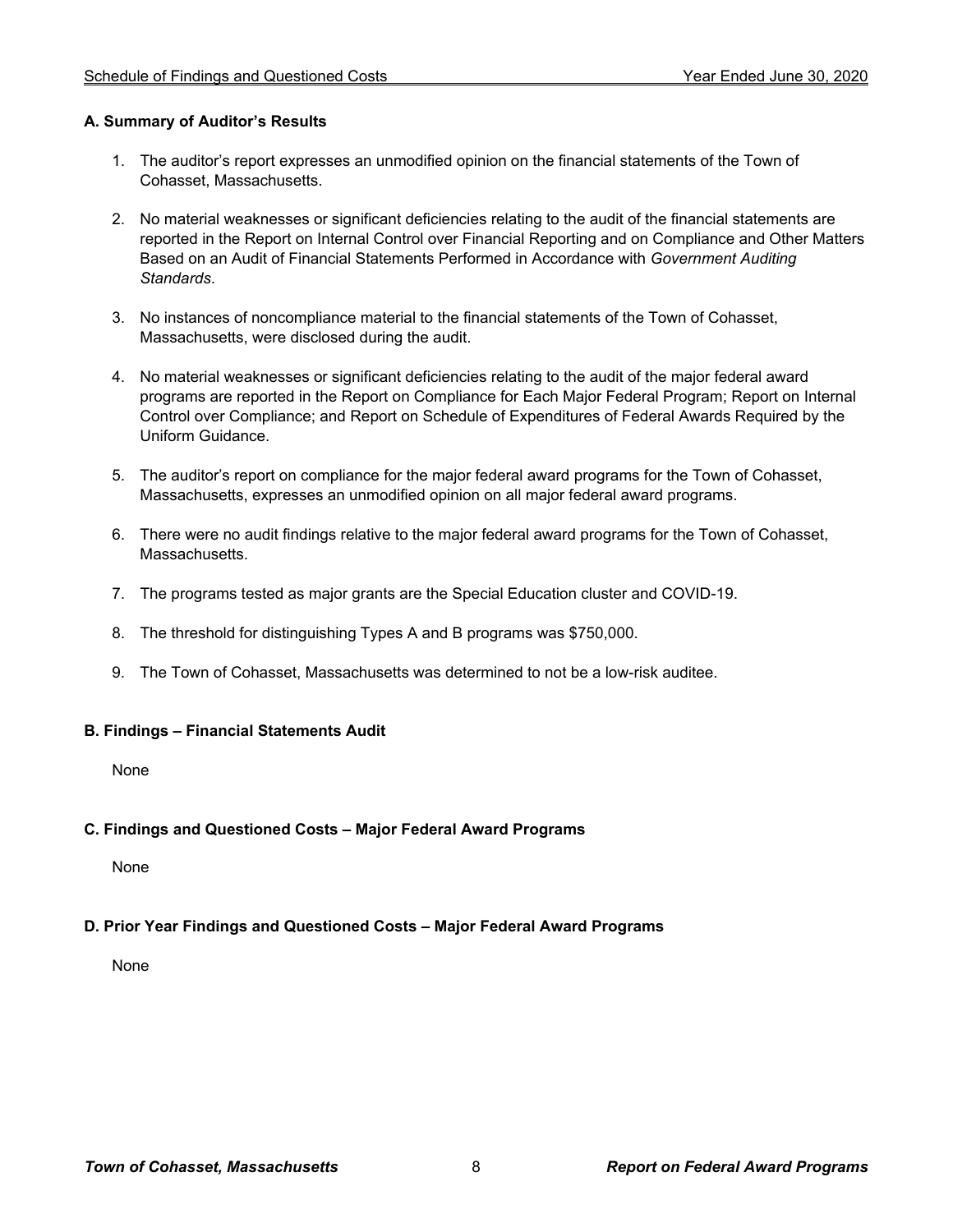## A. Summary of Auditor's Results

1. The auditor's report expresses an unmodified opinion on the financial statements of the Town of Cohasset, Massachusetts.

2. No material weaknesses or significant deficiencies relating to the audit of the financial statements are reported in the Report on Internal Control over Financial Reporting and on Compliance and Other Matters Based on an Audit of Financial Statements Performed in Accordance with *Government Auditing Standards*.

3. No instances of noncompliance material to the financial statements of the Town of Cohasset, Massachusetts, were disclosed during the audit.

4. No material weaknesses or significant deficiencies relating to the audit of the major federal award programs are reported in the Report on Compliance for Each Major Federal Program; Report on Internal Control over Compliance; and Report on Schedule of Expenditures of Federal Awards Required by the Uniform Guidance.

5. The auditor's report on compliance for the major federal award programs for the Town of Cohasset, Massachusetts, expresses an unmodified opinion on all major federal award programs.

6. There were no audit findings relative to the major federal award programs for the Town of Cohasset, Massachusetts.

7. The programs tested as major grants are the Special Education cluster and COVID-19.

8. The threshold for distinguishing Types A and B programs was $750,000.

9. The Town of Cohasset, Massachusetts was determined to not be a low-risk auditee.

## B. Findings – Financial Statements Audit

None

## C. Findings and Questioned Costs – Major Federal Award Programs

None

## D. Prior Year Findings and Questioned Costs – Major Federal Award Programs

None